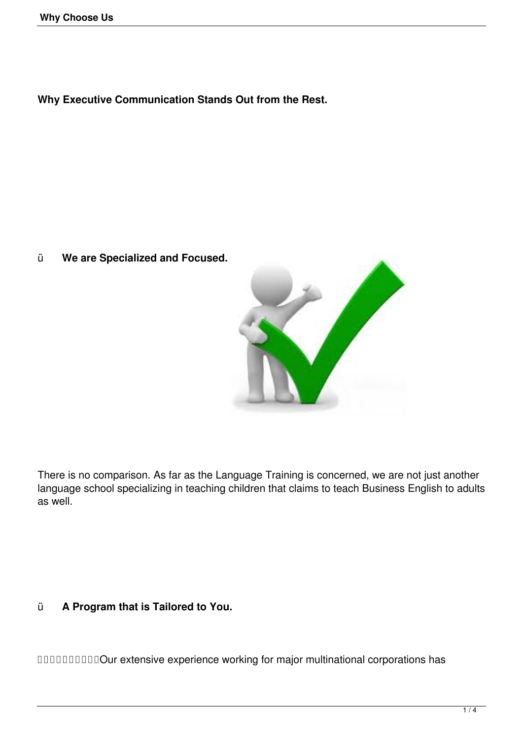**Why Executive Communication Stands Out from the Rest.**

ü **We are Specialized and Focused.**

There is no comparison. As far as the Language Training is concerned, we are not just another language school specializing in teaching children that claims to teach Business English to adults as well.

ü **A Program that is Tailored to You.**

Our extensive experience working for major multinational corporations has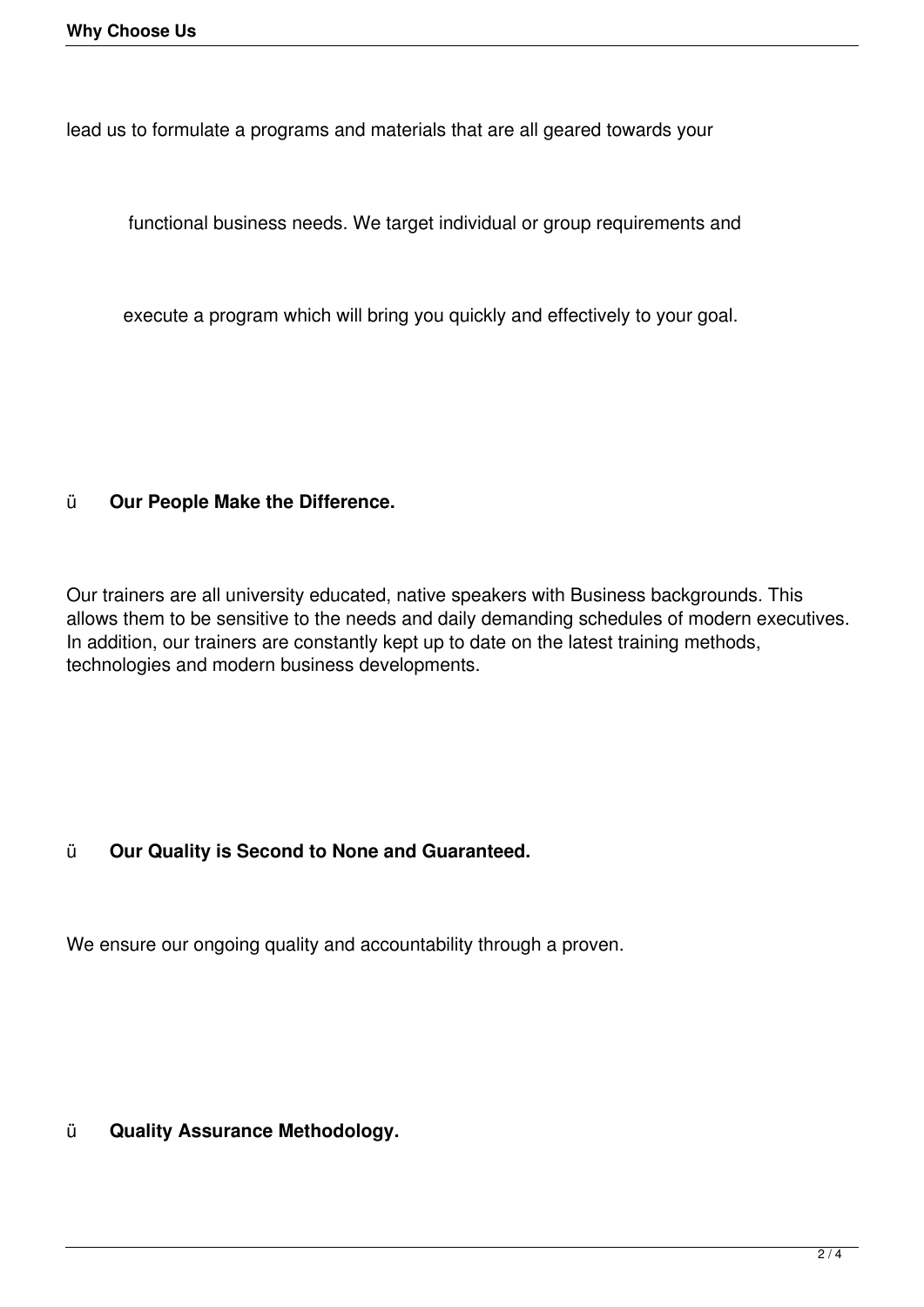lead us to formulate a programs and materials that are all geared towards your

functional business needs. We target individual or group requirements and

execute a program which will bring you quickly and effectively to your goal.

ü **Our People Make the Difference.**

Our trainers are all university educated, native speakers with Business backgrounds. This allows them to be sensitive to the needs and daily demanding schedules of modern executives. In addition, our trainers are constantly kept up to date on the latest training methods, technologies and modern business developments.

ü **Our Quality is Second to None and Guaranteed.**

We ensure our ongoing quality and accountability through a proven.

ü **Quality Assurance Methodology.**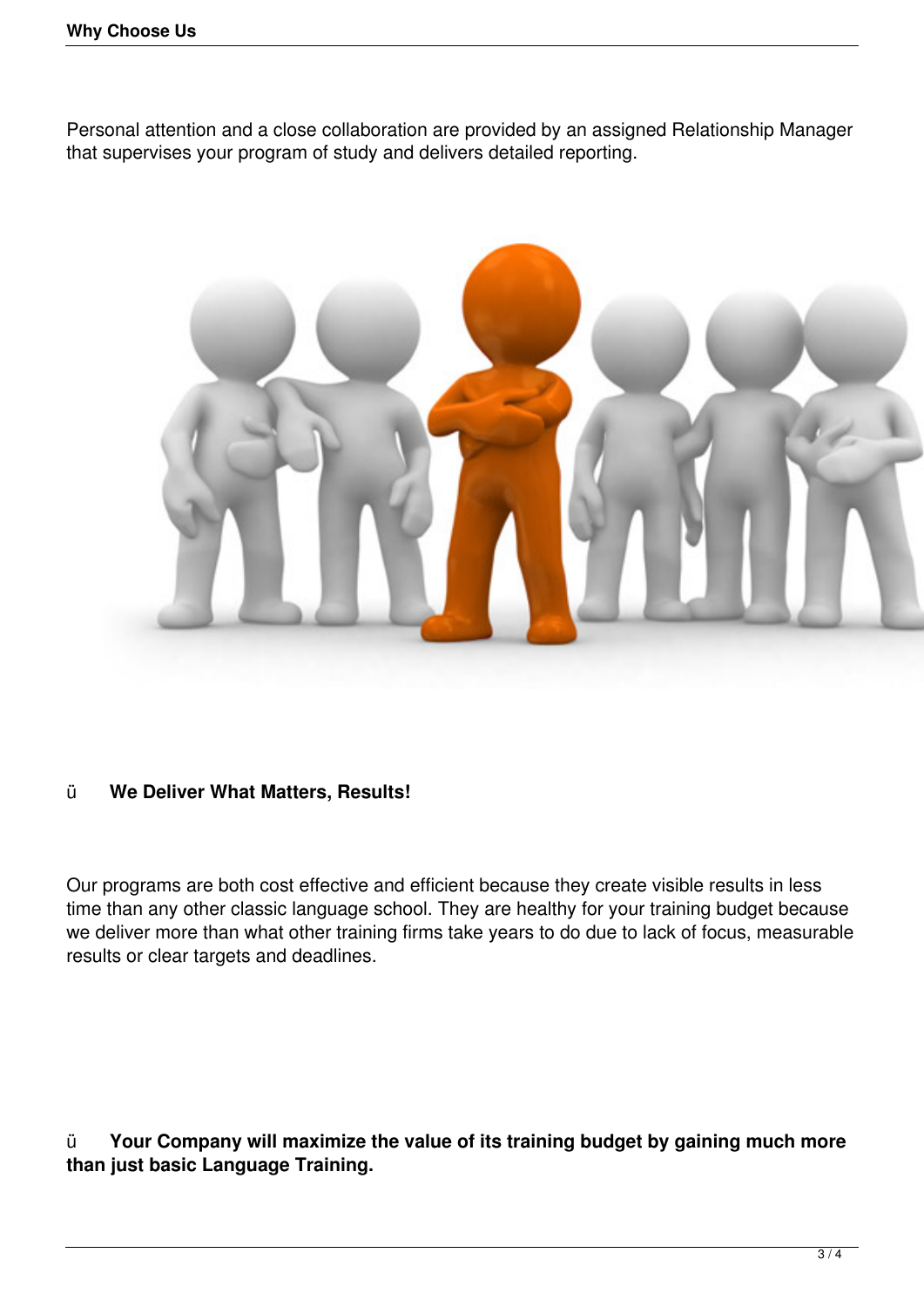Personal attention and a close collaboration are provided by an assigned Relationship Manager that supervises your program of study and delivers detailed reporting.

ü **We Deliver What Matters, Results!**

Our programs are both cost effective and efficient because they create visible results in less time than any other classic language school. They are healthy for your training budget because we deliver more than what other training firms take years to do due to lack of focus, measurable results or clear targets and deadlines.

ü **Your Company will maximize the value of its training budget by gaining much more than just basic Language Training.**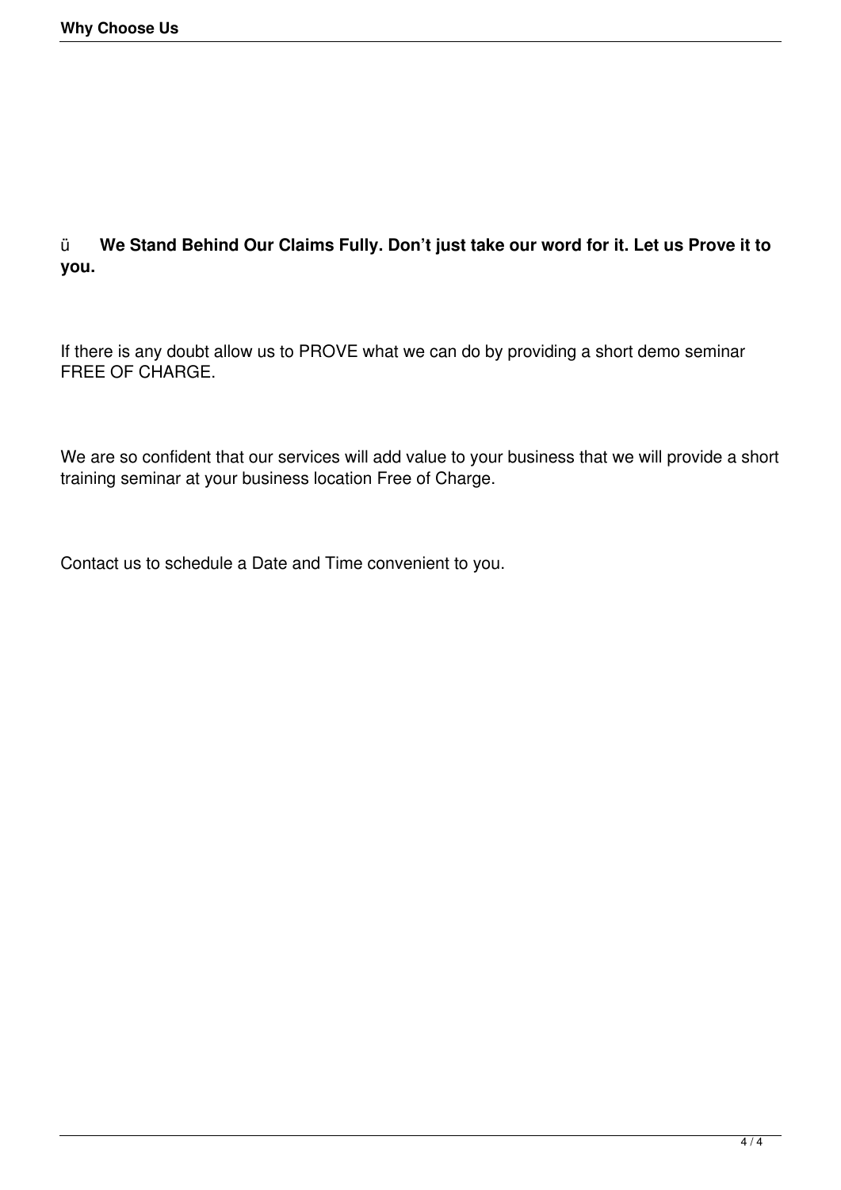ü **We Stand Behind Our Claims Fully. Don’t just take our word for it. Let us Prove it to you.**

If there is any doubt allow us to PROVE what we can do by providing a short demo seminar FREE OF CHARGE.

We are so confident that our services will add value to your business that we will provide a short training seminar at your business location Free of Charge.

Contact us to schedule a Date and Time convenient to you.